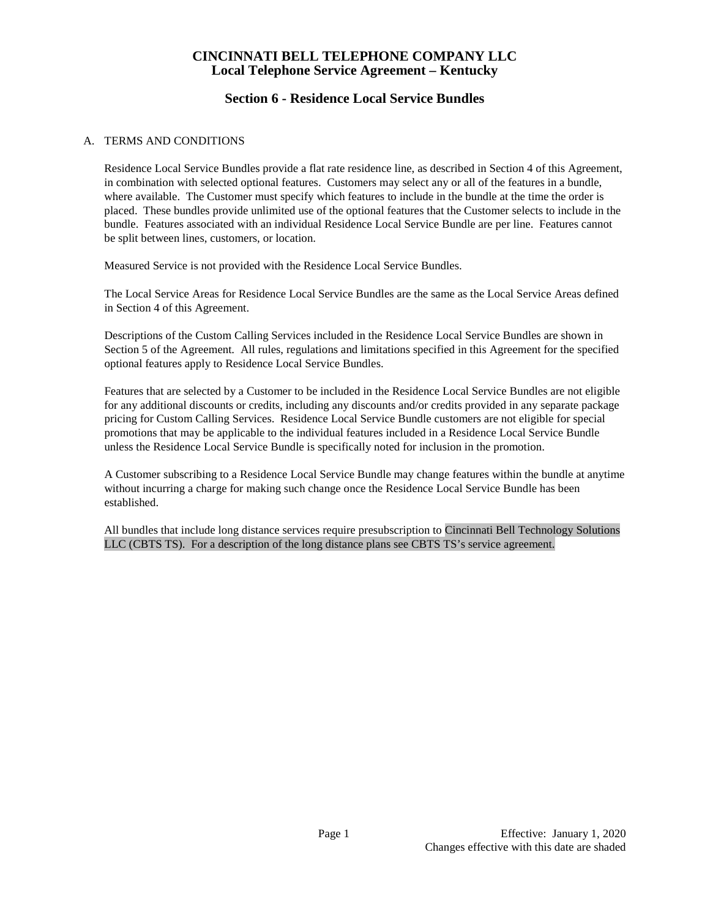# CINCINNATI BELL TELEPHONE COMPANY LLC
## Local Telephone Service Agreement – Kentucky

## Section 6 - Residence Local Service Bundles

A. TERMS AND CONDITIONS

Residence Local Service Bundles provide a flat rate residence line, as described in Section 4 of this Agreement, in combination with selected optional features. Customers may select any or all of the features in a bundle, where available. The Customer must specify which features to include in the bundle at the time the order is placed. These bundles provide unlimited use of the optional features that the Customer selects to include in the bundle. Features associated with an individual Residence Local Service Bundle are per line. Features cannot be split between lines, customers, or location.

Measured Service is not provided with the Residence Local Service Bundles.

The Local Service Areas for Residence Local Service Bundles are the same as the Local Service Areas defined in Section 4 of this Agreement.

Descriptions of the Custom Calling Services included in the Residence Local Service Bundles are shown in Section 5 of the Agreement. All rules, regulations and limitations specified in this Agreement for the specified optional features apply to Residence Local Service Bundles.

Features that are selected by a Customer to be included in the Residence Local Service Bundles are not eligible for any additional discounts or credits, including any discounts and/or credits provided in any separate package pricing for Custom Calling Services. Residence Local Service Bundle customers are not eligible for special promotions that may be applicable to the individual features included in a Residence Local Service Bundle unless the Residence Local Service Bundle is specifically noted for inclusion in the promotion.

A Customer subscribing to a Residence Local Service Bundle may change features within the bundle at anytime without incurring a charge for making such change once the Residence Local Service Bundle has been established.

All bundles that include long distance services require presubscription to Cincinnati Bell Technology Solutions LLC (CBTS TS). For a description of the long distance plans see CBTS TS's service agreement.

Effective: January 1, 2020
Changes effective with this date are shaded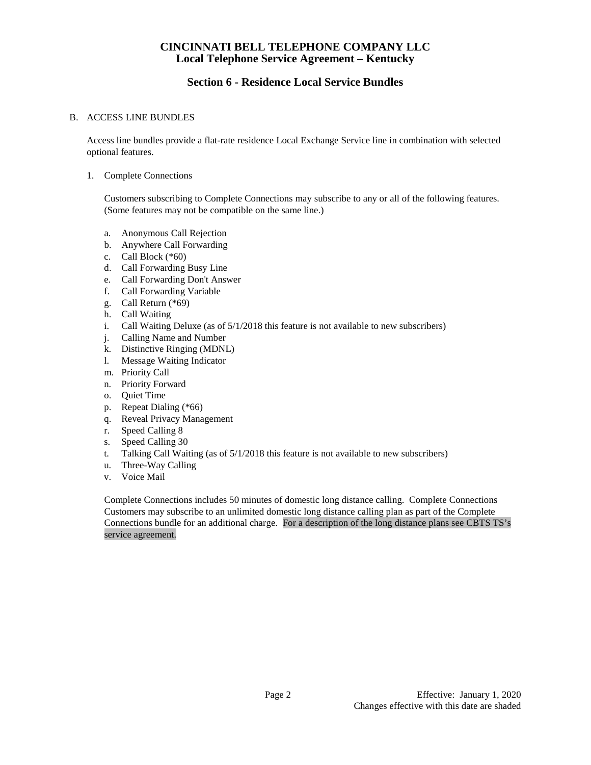# CINCINNATI BELL TELEPHONE COMPANY LLC
## Local Telephone Service Agreement – Kentucky

## Section 6 - Residence Local Service Bundles

B. ACCESS LINE BUNDLES

Access line bundles provide a flat-rate residence Local Exchange Service line in combination with selected optional features.

1. Complete Connections

   Customers subscribing to Complete Connections may subscribe to any or all of the following features. (Some features may not be compatible on the same line.)

   a. Anonymous Call Rejection
   b. Anywhere Call Forwarding
   c. Call Block (*60)
   d. Call Forwarding Busy Line
   e. Call Forwarding Don't Answer
   f. Call Forwarding Variable
   g. Call Return (*69)
   h. Call Waiting
   i. Call Waiting Deluxe (as of 5/1/2018 this feature is not available to new subscribers)
   j. Calling Name and Number
   k. Distinctive Ringing (MDNL)
   l. Message Waiting Indicator
   m. Priority Call
   n. Priority Forward
   o. Quiet Time
   p. Repeat Dialing (*66)
   q. Reveal Privacy Management
   r. Speed Calling 8
   s. Speed Calling 30
   t. Talking Call Waiting (as of 5/1/2018 this feature is not available to new subscribers)
   u. Three-Way Calling
   v. Voice Mail

   Complete Connections includes 50 minutes of domestic long distance calling. Complete Connections Customers may subscribe to an unlimited domestic long distance calling plan as part of the Complete Connections bundle for an additional charge. For a description of the long distance plans see CBTS TS's service agreement.

Effective: January 1, 2020
Changes effective with this date are shaded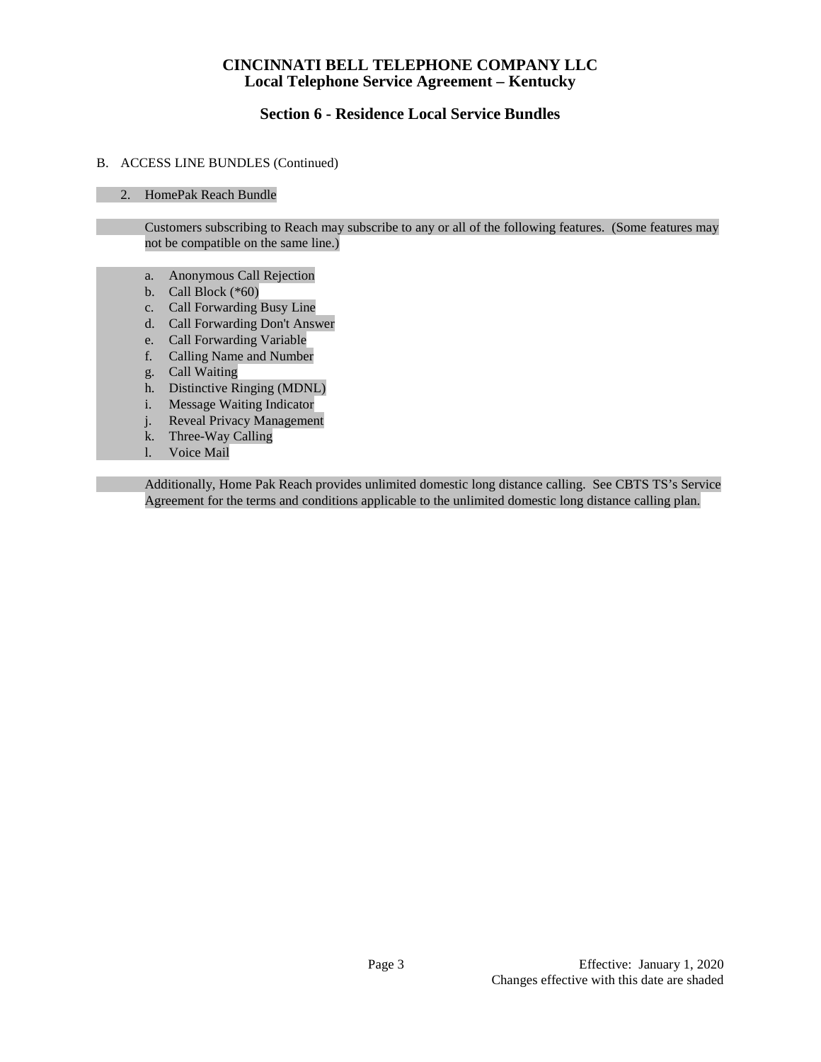# CINCINNATI BELL TELEPHONE COMPANY LLC
## Local Telephone Service Agreement – Kentucky

### Section 6 - Residence Local Service Bundles

B. ACCESS LINE BUNDLES (Continued)

2. HomePak Reach Bundle

Customers subscribing to Reach may subscribe to any or all of the following features. (Some features may not be compatible on the same line.)

a. Anonymous Call Rejection
b. Call Block (*60)
c. Call Forwarding Busy Line
d. Call Forwarding Don't Answer
e. Call Forwarding Variable
f. Calling Name and Number
g. Call Waiting
h. Distinctive Ringing (MDNL)
i. Message Waiting Indicator
j. Reveal Privacy Management
k. Three-Way Calling
l. Voice Mail

Additionally, Home Pak Reach provides unlimited domestic long distance calling. See CBTS TS's Service Agreement for the terms and conditions applicable to the unlimited domestic long distance calling plan.

Effective: January 1, 2020
Changes effective with this date are shaded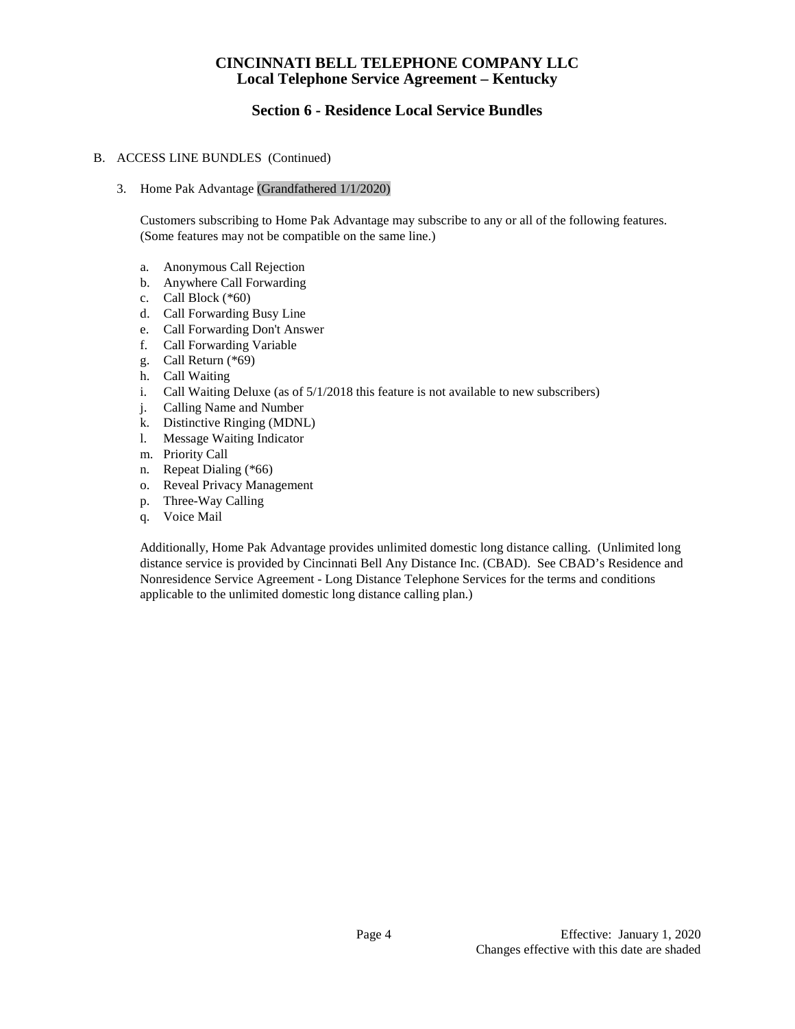# CINCINNATI BELL TELEPHONE COMPANY LLC
## Local Telephone Service Agreement – Kentucky

## Section 6 - Residence Local Service Bundles

B. ACCESS LINE BUNDLES (Continued)

3. Home Pak Advantage (Grandfathered 1/1/2020)

   Customers subscribing to Home Pak Advantage may subscribe to any or all of the following features. (Some features may not be compatible on the same line.)

   a. Anonymous Call Rejection
   b. Anywhere Call Forwarding
   c. Call Block (*60)
   d. Call Forwarding Busy Line
   e. Call Forwarding Don't Answer
   f. Call Forwarding Variable
   g. Call Return (*69)
   h. Call Waiting
   i. Call Waiting Deluxe (as of 5/1/2018 this feature is not available to new subscribers)
   j. Calling Name and Number
   k. Distinctive Ringing (MDNL)
   l. Message Waiting Indicator
   m. Priority Call
   n. Repeat Dialing (*66)
   o. Reveal Privacy Management
   p. Three-Way Calling
   q. Voice Mail

   Additionally, Home Pak Advantage provides unlimited domestic long distance calling. (Unlimited long distance service is provided by Cincinnati Bell Any Distance Inc. (CBAD). See CBAD's Residence and Nonresidence Service Agreement - Long Distance Telephone Services for the terms and conditions applicable to the unlimited domestic long distance calling plan.)

Effective: January 1, 2020
Changes effective with this date are shaded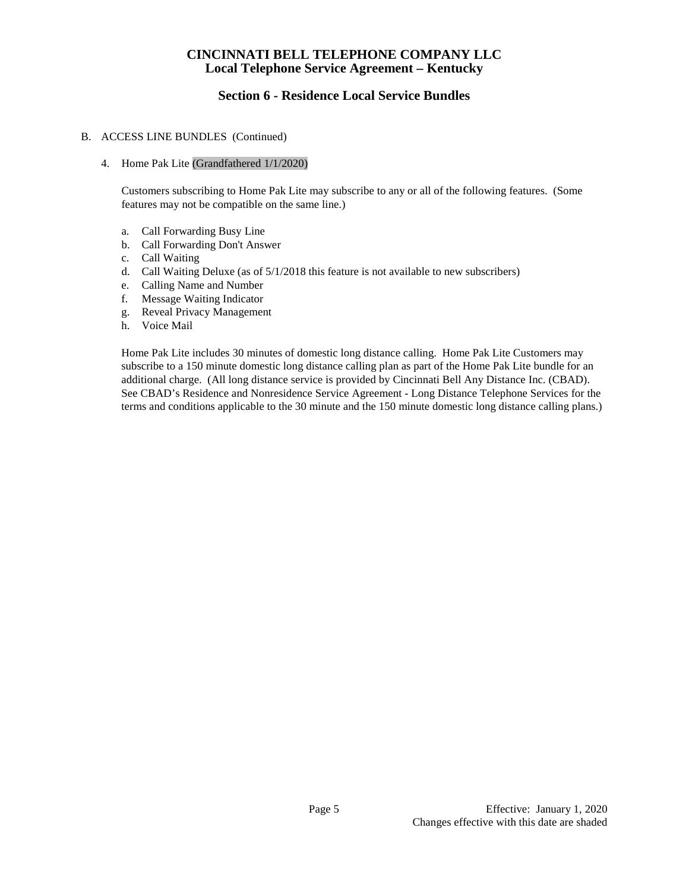# CINCINNATI BELL TELEPHONE COMPANY LLC
## Local Telephone Service Agreement – Kentucky

## Section 6 - Residence Local Service Bundles

B. ACCESS LINE BUNDLES (Continued)

4. Home Pak Lite (Grandfathered 1/1/2020)

   Customers subscribing to Home Pak Lite may subscribe to any or all of the following features. (Some features may not be compatible on the same line.)

   a. Call Forwarding Busy Line
   b. Call Forwarding Don't Answer
   c. Call Waiting
   d. Call Waiting Deluxe (as of 5/1/2018 this feature is not available to new subscribers)
   e. Calling Name and Number
   f. Message Waiting Indicator
   g. Reveal Privacy Management
   h. Voice Mail

   Home Pak Lite includes 30 minutes of domestic long distance calling. Home Pak Lite Customers may subscribe to a 150 minute domestic long distance calling plan as part of the Home Pak Lite bundle for an additional charge. (All long distance service is provided by Cincinnati Bell Any Distance Inc. (CBAD). See CBAD's Residence and Nonresidence Service Agreement - Long Distance Telephone Services for the terms and conditions applicable to the 30 minute and the 150 minute domestic long distance calling plans.)

Effective: January 1, 2020
Changes effective with this date are shaded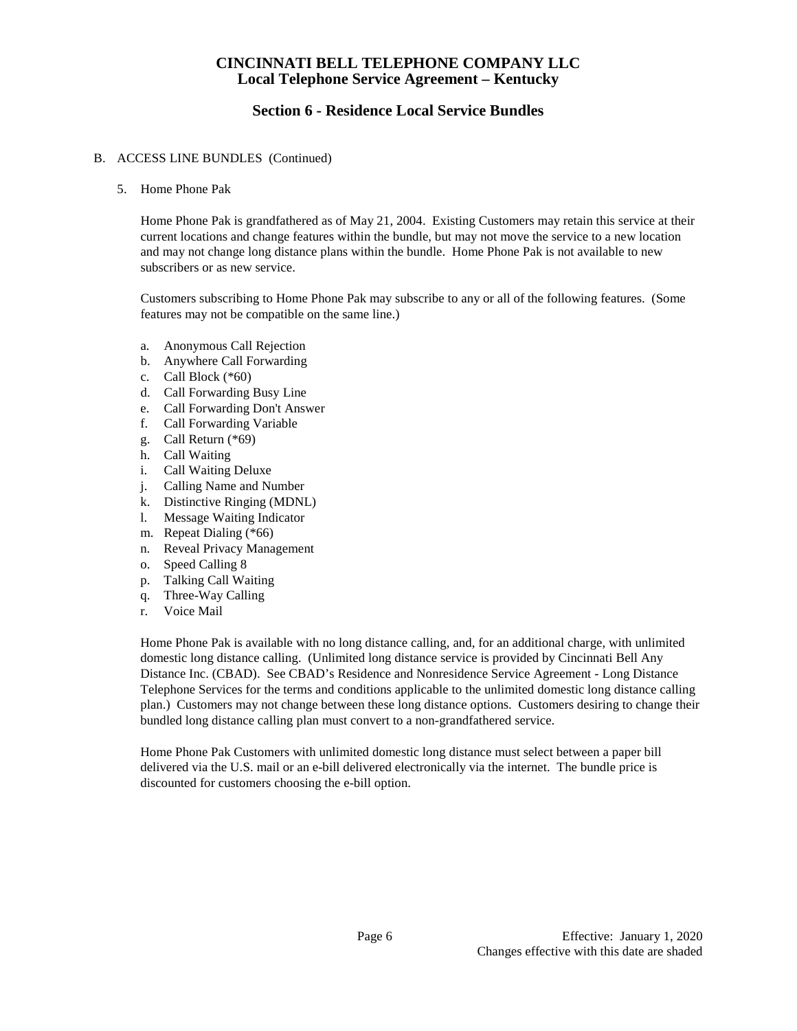# CINCINNATI BELL TELEPHONE COMPANY LLC
## Local Telephone Service Agreement – Kentucky

## Section 6 - Residence Local Service Bundles

B. ACCESS LINE BUNDLES (Continued)

5. Home Phone Pak

Home Phone Pak is grandfathered as of May 21, 2004. Existing Customers may retain this service at their current locations and change features within the bundle, but may not move the service to a new location and may not change long distance plans within the bundle. Home Phone Pak is not available to new subscribers or as new service.

Customers subscribing to Home Phone Pak may subscribe to any or all of the following features. (Some features may not be compatible on the same line.)

a. Anonymous Call Rejection
b. Anywhere Call Forwarding
c. Call Block (*60)
d. Call Forwarding Busy Line
e. Call Forwarding Don't Answer
f. Call Forwarding Variable
g. Call Return (*69)
h. Call Waiting
i. Call Waiting Deluxe
j. Calling Name and Number
k. Distinctive Ringing (MDNL)
l. Message Waiting Indicator
m. Repeat Dialing (*66)
n. Reveal Privacy Management
o. Speed Calling 8
p. Talking Call Waiting
q. Three-Way Calling
r. Voice Mail

Home Phone Pak is available with no long distance calling, and, for an additional charge, with unlimited domestic long distance calling. (Unlimited long distance service is provided by Cincinnati Bell Any Distance Inc. (CBAD). See CBAD's Residence and Nonresidence Service Agreement - Long Distance Telephone Services for the terms and conditions applicable to the unlimited domestic long distance calling plan.) Customers may not change between these long distance options. Customers desiring to change their bundled long distance calling plan must convert to a non-grandfathered service.

Home Phone Pak Customers with unlimited domestic long distance must select between a paper bill delivered via the U.S. mail or an e-bill delivered electronically via the internet. The bundle price is discounted for customers choosing the e-bill option.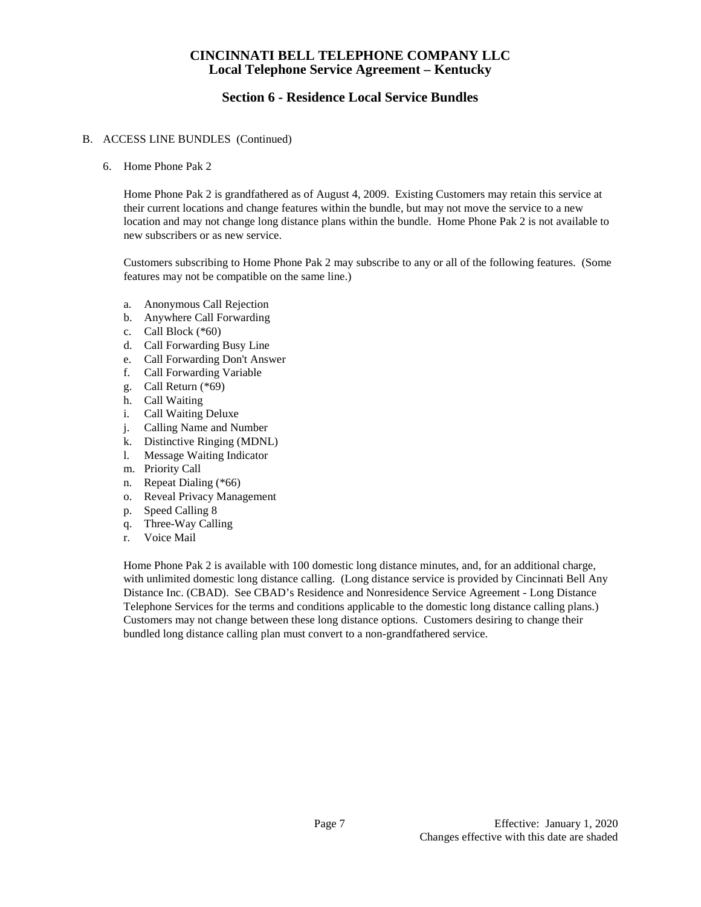# CINCINNATI BELL TELEPHONE COMPANY LLC
## Local Telephone Service Agreement – Kentucky

## Section 6 - Residence Local Service Bundles

B. ACCESS LINE BUNDLES (Continued)

6. Home Phone Pak 2

Home Phone Pak 2 is grandfathered as of August 4, 2009. Existing Customers may retain this service at their current locations and change features within the bundle, but may not move the service to a new location and may not change long distance plans within the bundle. Home Phone Pak 2 is not available to new subscribers or as new service.

Customers subscribing to Home Phone Pak 2 may subscribe to any or all of the following features. (Some features may not be compatible on the same line.)

a. Anonymous Call Rejection
b. Anywhere Call Forwarding
c. Call Block (*60)
d. Call Forwarding Busy Line
e. Call Forwarding Don't Answer
f. Call Forwarding Variable
g. Call Return (*69)
h. Call Waiting
i. Call Waiting Deluxe
j. Calling Name and Number
k. Distinctive Ringing (MDNL)
l. Message Waiting Indicator
m. Priority Call
n. Repeat Dialing (*66)
o. Reveal Privacy Management
p. Speed Calling 8
q. Three-Way Calling
r. Voice Mail

Home Phone Pak 2 is available with 100 domestic long distance minutes, and, for an additional charge, with unlimited domestic long distance calling. (Long distance service is provided by Cincinnati Bell Any Distance Inc. (CBAD). See CBAD's Residence and Nonresidence Service Agreement - Long Distance Telephone Services for the terms and conditions applicable to the domestic long distance calling plans.) Customers may not change between these long distance options. Customers desiring to change their bundled long distance calling plan must convert to a non-grandfathered service.

Effective: January 1, 2020
Changes effective with this date are shaded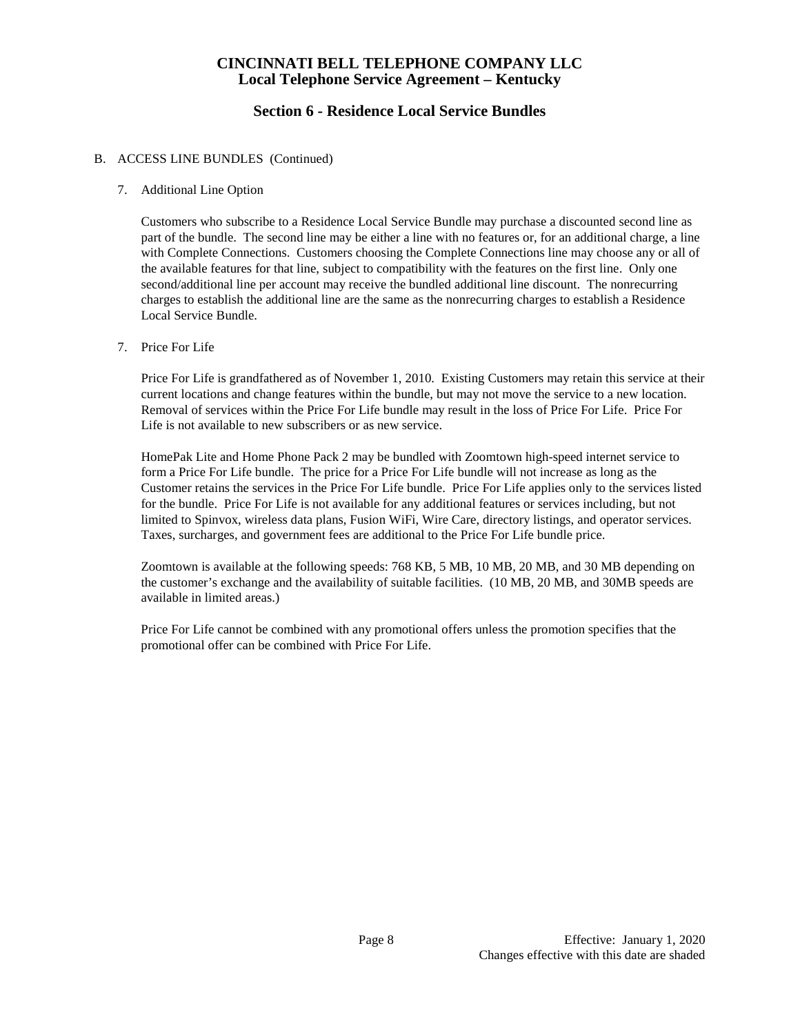# CINCINNATI BELL TELEPHONE COMPANY LLC
## Local Telephone Service Agreement – Kentucky

### Section 6 - Residence Local Service Bundles

B. ACCESS LINE BUNDLES (Continued)

7. Additional Line Option

   Customers who subscribe to a Residence Local Service Bundle may purchase a discounted second line as part of the bundle. The second line may be either a line with no features or, for an additional charge, a line with Complete Connections. Customers choosing the Complete Connections line may choose any or all of the available features for that line, subject to compatibility with the features on the first line. Only one second/additional line per account may receive the bundled additional line discount. The nonrecurring charges to establish the additional line are the same as the nonrecurring charges to establish a Residence Local Service Bundle.

7. Price For Life

   Price For Life is grandfathered as of November 1, 2010. Existing Customers may retain this service at their current locations and change features within the bundle, but may not move the service to a new location. Removal of services within the Price For Life bundle may result in the loss of Price For Life. Price For Life is not available to new subscribers or as new service.

   HomePak Lite and Home Phone Pack 2 may be bundled with Zoomtown high-speed internet service to form a Price For Life bundle. The price for a Price For Life bundle will not increase as long as the Customer retains the services in the Price For Life bundle. Price For Life applies only to the services listed for the bundle. Price For Life is not available for any additional features or services including, but not limited to Spinvox, wireless data plans, Fusion WiFi, Wire Care, directory listings, and operator services. Taxes, surcharges, and government fees are additional to the Price For Life bundle price.

   Zoomtown is available at the following speeds: 768 KB, 5 MB, 10 MB, 20 MB, and 30 MB depending on the customer's exchange and the availability of suitable facilities. (10 MB, 20 MB, and 30MB speeds are available in limited areas.)

   Price For Life cannot be combined with any promotional offers unless the promotion specifies that the promotional offer can be combined with Price For Life.

Effective: January 1, 2020
Changes effective with this date are shaded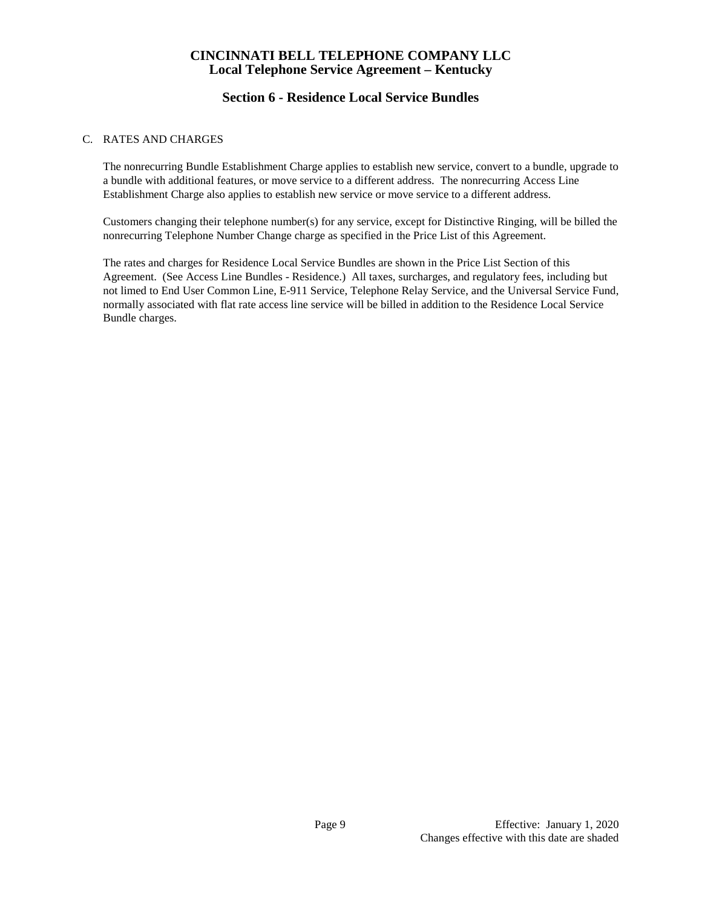# CINCINNATI BELL TELEPHONE COMPANY LLC
## Local Telephone Service Agreement – Kentucky

### Section 6 - Residence Local Service Bundles

C. RATES AND CHARGES

The nonrecurring Bundle Establishment Charge applies to establish new service, convert to a bundle, upgrade to a bundle with additional features, or move service to a different address. The nonrecurring Access Line Establishment Charge also applies to establish new service or move service to a different address.

Customers changing their telephone number(s) for any service, except for Distinctive Ringing, will be billed the nonrecurring Telephone Number Change charge as specified in the Price List of this Agreement.

The rates and charges for Residence Local Service Bundles are shown in the Price List Section of this Agreement. (See Access Line Bundles - Residence.) All taxes, surcharges, and regulatory fees, including but not limed to End User Common Line, E-911 Service, Telephone Relay Service, and the Universal Service Fund, normally associated with flat rate access line service will be billed in addition to the Residence Local Service Bundle charges.

Effective: January 1, 2020
Changes effective with this date are shaded